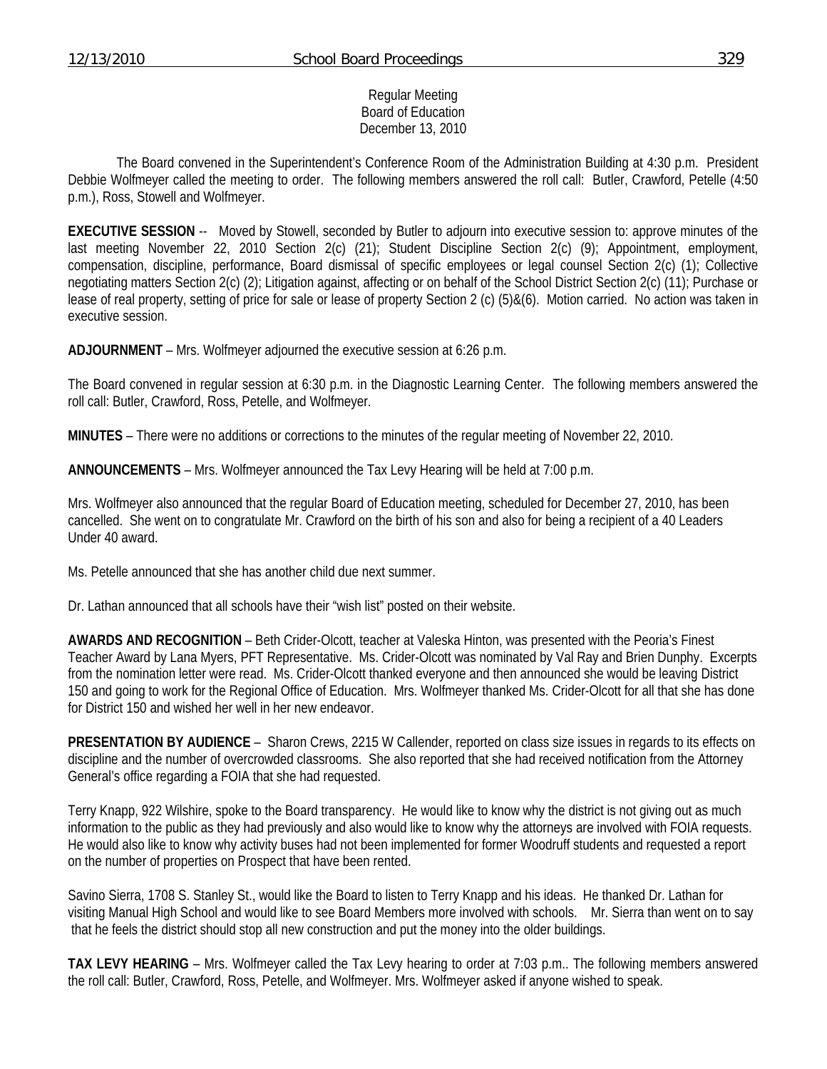Regular Meeting
Board of Education
December 13, 2010

The Board convened in the Superintendent's Conference Room of the Administration Building at 4:30 p.m. President Debbie Wolfmeyer called the meeting to order. The following members answered the roll call: Butler, Crawford, Petelle (4:50 p.m.), Ross, Stowell and Wolfmeyer.

**EXECUTIVE SESSION** -- Moved by Stowell, seconded by Butler to adjourn into executive session to: approve minutes of the last meeting November 22, 2010 Section 2(c) (21); Student Discipline Section 2(c) (9); Appointment, employment, compensation, discipline, performance, Board dismissal of specific employees or legal counsel Section 2(c) (1); Collective negotiating matters Section 2(c) (2); Litigation against, affecting or on behalf of the School District Section 2(c) (11); Purchase or lease of real property, setting of price for sale or lease of property Section 2 (c) (5)&(6). Motion carried. No action was taken in executive session.

**ADJOURNMENT** – Mrs. Wolfmeyer adjourned the executive session at 6:26 p.m.

The Board convened in regular session at 6:30 p.m. in the Diagnostic Learning Center. The following members answered the roll call: Butler, Crawford, Ross, Petelle, and Wolfmeyer.

**MINUTES** – There were no additions or corrections to the minutes of the regular meeting of November 22, 2010.

**ANNOUNCEMENTS** – Mrs. Wolfmeyer announced the Tax Levy Hearing will be held at 7:00 p.m.

Mrs. Wolfmeyer also announced that the regular Board of Education meeting, scheduled for December 27, 2010, has been cancelled. She went on to congratulate Mr. Crawford on the birth of his son and also for being a recipient of a 40 Leaders Under 40 award.

Ms. Petelle announced that she has another child due next summer.

Dr. Lathan announced that all schools have their "wish list" posted on their website.

**AWARDS AND RECOGNITION** – Beth Crider-Olcott, teacher at Valeska Hinton, was presented with the Peoria's Finest Teacher Award by Lana Myers, PFT Representative. Ms. Crider-Olcott was nominated by Val Ray and Brien Dunphy. Excerpts from the nomination letter were read. Ms. Crider-Olcott thanked everyone and then announced she would be leaving District 150 and going to work for the Regional Office of Education. Mrs. Wolfmeyer thanked Ms. Crider-Olcott for all that she has done for District 150 and wished her well in her new endeavor.

**PRESENTATION BY AUDIENCE** – Sharon Crews, 2215 W Callender, reported on class size issues in regards to its effects on discipline and the number of overcrowded classrooms. She also reported that she had received notification from the Attorney General's office regarding a FOIA that she had requested.

Terry Knapp, 922 Wilshire, spoke to the Board transparency. He would like to know why the district is not giving out as much information to the public as they had previously and also would like to know why the attorneys are involved with FOIA requests. He would also like to know why activity buses had not been implemented for former Woodruff students and requested a report on the number of properties on Prospect that have been rented.

Savino Sierra, 1708 S. Stanley St., would like the Board to listen to Terry Knapp and his ideas. He thanked Dr. Lathan for visiting Manual High School and would like to see Board Members more involved with schools. Mr. Sierra than went on to say that he feels the district should stop all new construction and put the money into the older buildings.

**TAX LEVY HEARING** – Mrs. Wolfmeyer called the Tax Levy hearing to order at 7:03 p.m.. The following members answered the roll call: Butler, Crawford, Ross, Petelle, and Wolfmeyer. Mrs. Wolfmeyer asked if anyone wished to speak.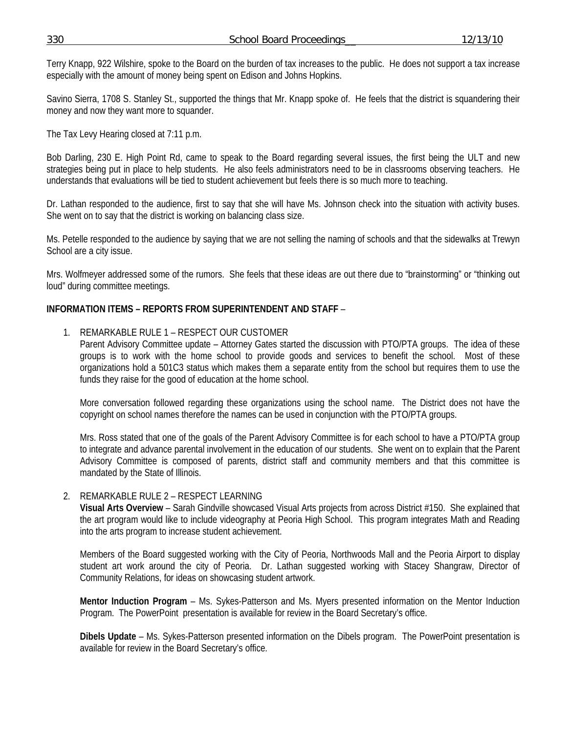Terry Knapp, 922 Wilshire, spoke to the Board on the burden of tax increases to the public. He does not support a tax increase especially with the amount of money being spent on Edison and Johns Hopkins.

Savino Sierra, 1708 S. Stanley St., supported the things that Mr. Knapp spoke of. He feels that the district is squandering their money and now they want more to squander.

The Tax Levy Hearing closed at 7:11 p.m.

Bob Darling, 230 E. High Point Rd, came to speak to the Board regarding several issues, the first being the ULT and new strategies being put in place to help students. He also feels administrators need to be in classrooms observing teachers. He understands that evaluations will be tied to student achievement but feels there is so much more to teaching.

Dr. Lathan responded to the audience, first to say that she will have Ms. Johnson check into the situation with activity buses. She went on to say that the district is working on balancing class size.

Ms. Petelle responded to the audience by saying that we are not selling the naming of schools and that the sidewalks at Trewyn School are a city issue.

Mrs. Wolfmeyer addressed some of the rumors. She feels that these ideas are out there due to "brainstorming" or "thinking out loud" during committee meetings.

**INFORMATION ITEMS – REPORTS FROM SUPERINTENDENT AND STAFF** –

1. REMARKABLE RULE 1 – RESPECT OUR CUSTOMER

   Parent Advisory Committee update – Attorney Gates started the discussion with PTO/PTA groups. The idea of these groups is to work with the home school to provide goods and services to benefit the school. Most of these organizations hold a 501C3 status which makes them a separate entity from the school but requires them to use the funds they raise for the good of education at the home school.

   More conversation followed regarding these organizations using the school name. The District does not have the copyright on school names therefore the names can be used in conjunction with the PTO/PTA groups.

   Mrs. Ross stated that one of the goals of the Parent Advisory Committee is for each school to have a PTO/PTA group to integrate and advance parental involvement in the education of our students. She went on to explain that the Parent Advisory Committee is composed of parents, district staff and community members and that this committee is mandated by the State of Illinois.

2. REMARKABLE RULE 2 – RESPECT LEARNING

   **Visual Arts Overview** – Sarah Gindville showcased Visual Arts projects from across District #150. She explained that the art program would like to include videography at Peoria High School. This program integrates Math and Reading into the arts program to increase student achievement.

   Members of the Board suggested working with the City of Peoria, Northwoods Mall and the Peoria Airport to display student art work around the city of Peoria. Dr. Lathan suggested working with Stacey Shangraw, Director of Community Relations, for ideas on showcasing student artwork.

   **Mentor Induction Program** – Ms. Sykes-Patterson and Ms. Myers presented information on the Mentor Induction Program. The PowerPoint presentation is available for review in the Board Secretary's office.

   **Dibels Update** – Ms. Sykes-Patterson presented information on the Dibels program. The PowerPoint presentation is available for review in the Board Secretary's office.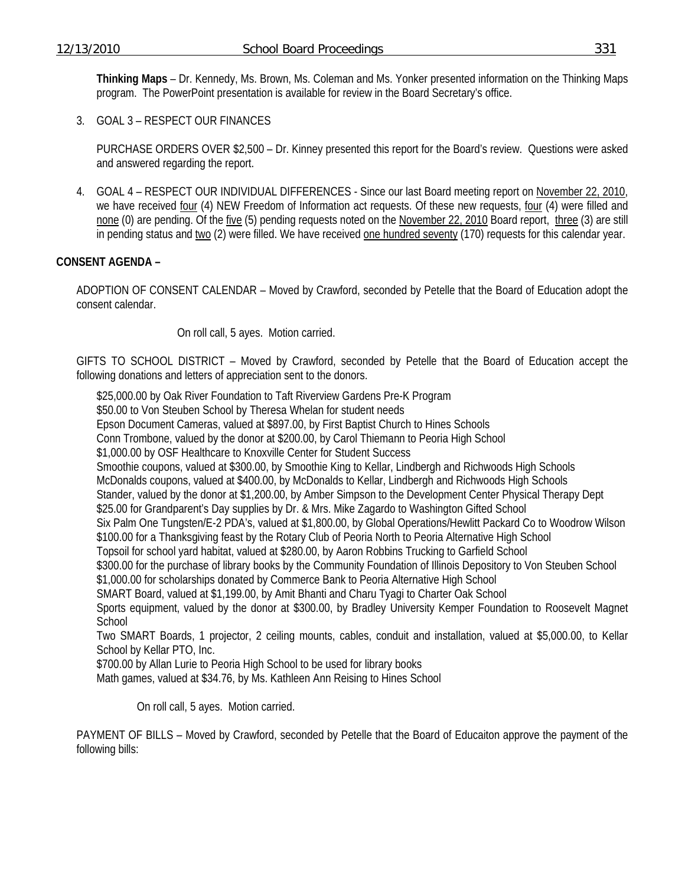**Thinking Maps** – Dr. Kennedy, Ms. Brown, Ms. Coleman and Ms. Yonker presented information on the Thinking Maps program. The PowerPoint presentation is available for review in the Board Secretary's office.

3. GOAL 3 – RESPECT OUR FINANCES

   PURCHASE ORDERS OVER $2,500 – Dr. Kinney presented this report for the Board's review. Questions were asked and answered regarding the report.

4. GOAL 4 – RESPECT OUR INDIVIDUAL DIFFERENCES - Since our last Board meeting report on November 22, 2010, we have received four (4) NEW Freedom of Information act requests. Of these new requests, four (4) were filled and none (0) are pending. Of the five (5) pending requests noted on the November 22, 2010 Board report, three (3) are still in pending status and two (2) were filled. We have received one hundred seventy (170) requests for this calendar year.

**CONSENT AGENDA –**

ADOPTION OF CONSENT CALENDAR – Moved by Crawford, seconded by Petelle that the Board of Education adopt the consent calendar.

On roll call, 5 ayes. Motion carried.

GIFTS TO SCHOOL DISTRICT – Moved by Crawford, seconded by Petelle that the Board of Education accept the following donations and letters of appreciation sent to the donors.

$25,000.00 by Oak River Foundation to Taft Riverview Gardens Pre-K Program
$50.00 to Von Steuben School by Theresa Whelan for student needs
Epson Document Cameras, valued at $897.00, by First Baptist Church to Hines Schools
Conn Trombone, valued by the donor at $200.00, by Carol Thiemann to Peoria High School
$1,000.00 by OSF Healthcare to Knoxville Center for Student Success
Smoothie coupons, valued at $300.00, by Smoothie King to Kellar, Lindbergh and Richwoods High Schools
McDonalds coupons, valued at $400.00, by McDonalds to Kellar, Lindbergh and Richwoods High Schools
Stander, valued by the donor at $1,200.00, by Amber Simpson to the Development Center Physical Therapy Dept
$25.00 for Grandparent's Day supplies by Dr. & Mrs. Mike Zagardo to Washington Gifted School
Six Palm One Tungsten/E-2 PDA's, valued at $1,800.00, by Global Operations/Hewlitt Packard Co to Woodrow Wilson
$100.00 for a Thanksgiving feast by the Rotary Club of Peoria North to Peoria Alternative High School
Topsoil for school yard habitat, valued at $280.00, by Aaron Robbins Trucking to Garfield School
$300.00 for the purchase of library books by the Community Foundation of Illinois Depository to Von Steuben School
$1,000.00 for scholarships donated by Commerce Bank to Peoria Alternative High School
SMART Board, valued at $1,199.00, by Amit Bhanti and Charu Tyagi to Charter Oak School
Sports equipment, valued by the donor at $300.00, by Bradley University Kemper Foundation to Roosevelt Magnet School
Two SMART Boards, 1 projector, 2 ceiling mounts, cables, conduit and installation, valued at $5,000.00, to Kellar School by Kellar PTO, Inc.
$700.00 by Allan Lurie to Peoria High School to be used for library books
Math games, valued at $34.76, by Ms. Kathleen Ann Reising to Hines School

On roll call, 5 ayes. Motion carried.

PAYMENT OF BILLS – Moved by Crawford, seconded by Petelle that the Board of Educaiton approve the payment of the following bills: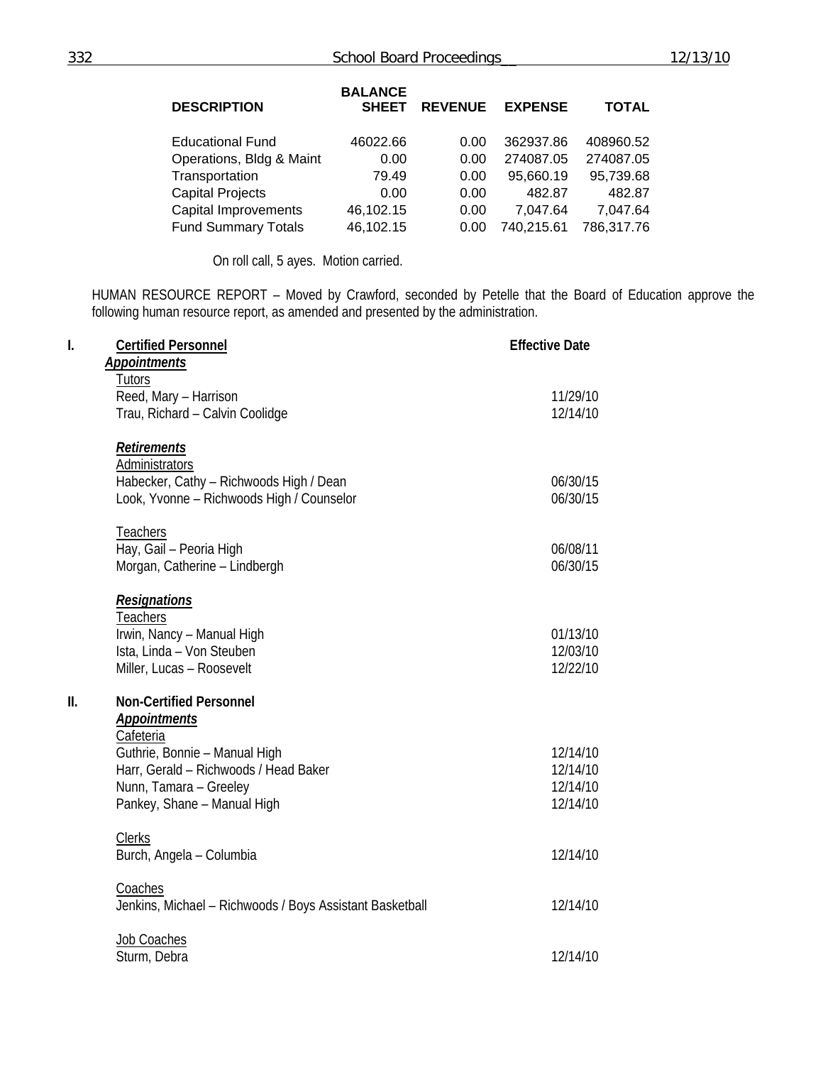| DESCRIPTION | BALANCE SHEET | REVENUE | EXPENSE | TOTAL |
|---|---|---|---|---|
| Educational Fund | 46022.66 | 0.00 | 362937.86 | 408960.52 |
| Operations, Bldg & Maint | 0.00 | 0.00 | 274087.05 | 274087.05 |
| Transportation | 79.49 | 0.00 | 95,660.19 | 95,739.68 |
| Capital Projects | 0.00 | 0.00 | 482.87 | 482.87 |
| Capital Improvements | 46,102.15 | 0.00 | 7,047.64 | 7,047.64 |
| Fund Summary Totals | 46,102.15 | 0.00 | 740,215.61 | 786,317.76 |

On roll call, 5 ayes. Motion carried.

HUMAN RESOURCE REPORT – Moved by Crawford, seconded by Petelle that the Board of Education approve the following human resource report, as amended and presented by the administration.

**I. Certified Personnel** — **Effective Date**

***Appointments***

Tutors

- Reed, Mary – Harrison — 11/29/10
- Trau, Richard – Calvin Coolidge — 12/14/10

***Retirements***

Administrators

- Habecker, Cathy – Richwoods High / Dean — 06/30/15
- Look, Yvonne – Richwoods High / Counselor — 06/30/15

Teachers

- Hay, Gail – Peoria High — 06/08/11
- Morgan, Catherine – Lindbergh — 06/30/15

***Resignations***

Teachers

- Irwin, Nancy – Manual High — 01/13/10
- Ista, Linda – Von Steuben — 12/03/10
- Miller, Lucas – Roosevelt — 12/22/10

**II. Non-Certified Personnel**

***Appointments***

Cafeteria

- Guthrie, Bonnie – Manual High — 12/14/10
- Harr, Gerald – Richwoods / Head Baker — 12/14/10
- Nunn, Tamara – Greeley — 12/14/10
- Pankey, Shane – Manual High — 12/14/10

Clerks

- Burch, Angela – Columbia — 12/14/10

Coaches

- Jenkins, Michael – Richwoods / Boys Assistant Basketball — 12/14/10

Job Coaches

- Sturm, Debra — 12/14/10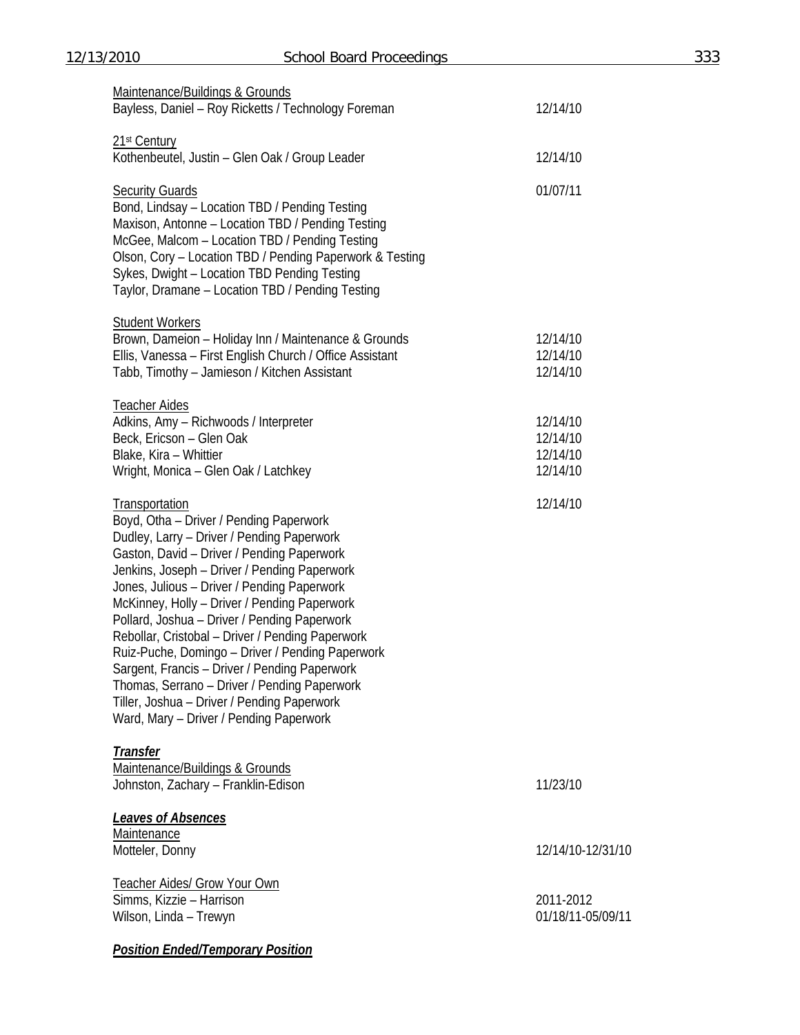Maintenance/Buildings & Grounds
Bayless, Daniel – Roy Ricketts / Technology Foreman 12/14/10

21st Century
Kothenbeutel, Justin – Glen Oak / Group Leader 12/14/10

Security Guards 01/07/11
Bond, Lindsay – Location TBD / Pending Testing
Maxison, Antonne – Location TBD / Pending Testing
McGee, Malcom – Location TBD / Pending Testing
Olson, Cory – Location TBD / Pending Paperwork & Testing
Sykes, Dwight – Location TBD Pending Testing
Taylor, Dramane – Location TBD / Pending Testing

Student Workers
Brown, Dameion – Holiday Inn / Maintenance & Grounds 12/14/10
Ellis, Vanessa – First English Church / Office Assistant 12/14/10
Tabb, Timothy – Jamieson / Kitchen Assistant 12/14/10

Teacher Aides
Adkins, Amy – Richwoods / Interpreter 12/14/10
Beck, Ericson – Glen Oak 12/14/10
Blake, Kira – Whittier 12/14/10
Wright, Monica – Glen Oak / Latchkey 12/14/10

Transportation 12/14/10
Boyd, Otha – Driver / Pending Paperwork
Dudley, Larry – Driver / Pending Paperwork
Gaston, David – Driver / Pending Paperwork
Jenkins, Joseph – Driver / Pending Paperwork
Jones, Julious – Driver / Pending Paperwork
McKinney, Holly – Driver / Pending Paperwork
Pollard, Joshua – Driver / Pending Paperwork
Rebollar, Cristobal – Driver / Pending Paperwork
Ruiz-Puche, Domingo – Driver / Pending Paperwork
Sargent, Francis – Driver / Pending Paperwork
Thomas, Serrano – Driver / Pending Paperwork
Tiller, Joshua – Driver / Pending Paperwork
Ward, Mary – Driver / Pending Paperwork

***Transfer***
Maintenance/Buildings & Grounds
Johnston, Zachary – Franklin-Edison 11/23/10

***Leaves of Absences***
Maintenance
Motteler, Donny 12/14/10-12/31/10

Teacher Aides/ Grow Your Own
Simms, Kizzie – Harrison 2011-2012
Wilson, Linda – Trewyn 01/18/11-05/09/11

***Position Ended/Temporary Position***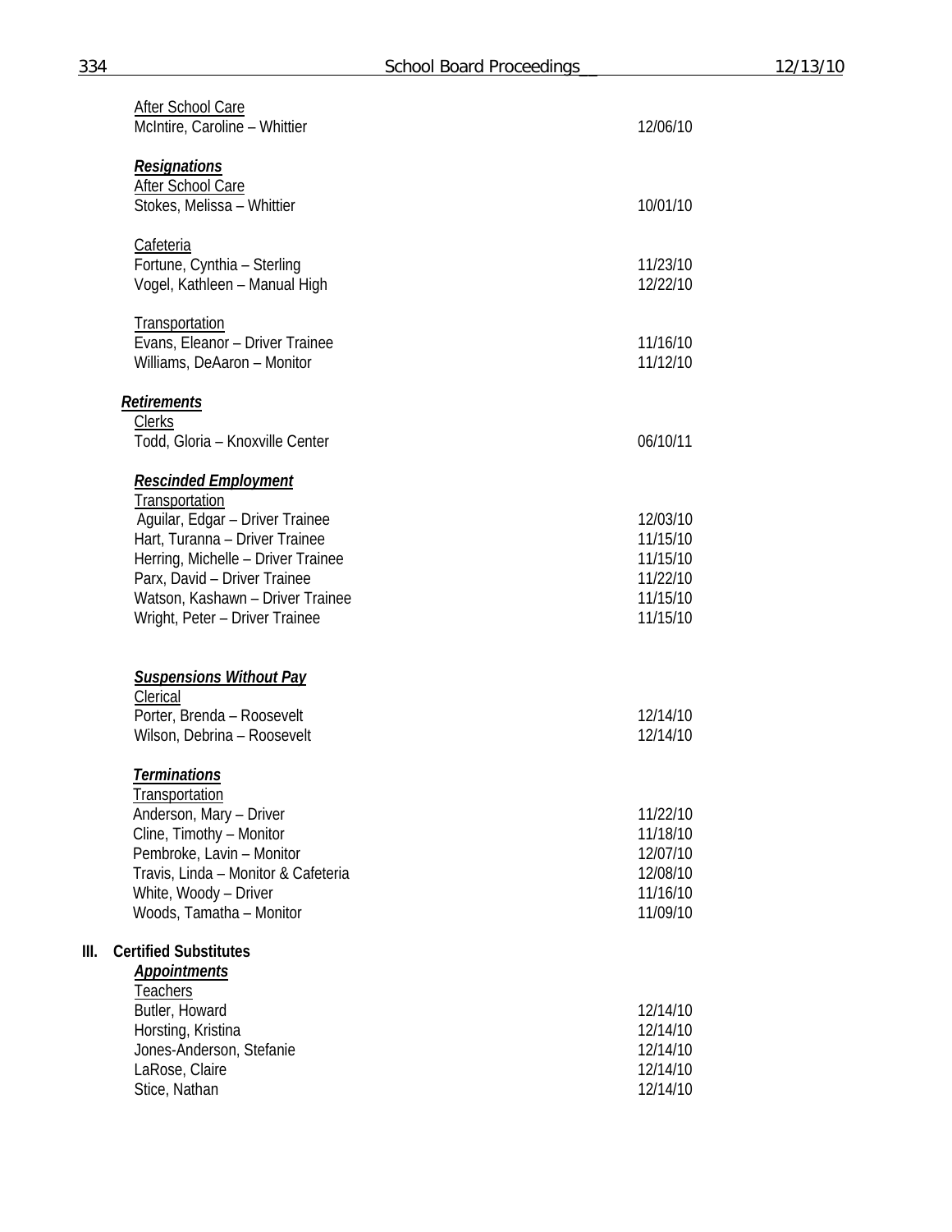After School Care

| | |
|---|---|
| McIntire, Caroline – Whittier | 12/06/10 |

***Resignations***

After School Care

| | |
|---|---|
| Stokes, Melissa – Whittier | 10/01/10 |

Cafeteria

| | |
|---|---|
| Fortune, Cynthia – Sterling | 11/23/10 |
| Vogel, Kathleen – Manual High | 12/22/10 |

Transportation

| | |
|---|---|
| Evans, Eleanor – Driver Trainee | 11/16/10 |
| Williams, DeAaron – Monitor | 11/12/10 |

***Retirements***

Clerks

| | |
|---|---|
| Todd, Gloria – Knoxville Center | 06/10/11 |

***Rescinded Employment***

Transportation

| | |
|---|---|
| Aguilar, Edgar – Driver Trainee | 12/03/10 |
| Hart, Turanna – Driver Trainee | 11/15/10 |
| Herring, Michelle – Driver Trainee | 11/15/10 |
| Parx, David – Driver Trainee | 11/22/10 |
| Watson, Kashawn – Driver Trainee | 11/15/10 |
| Wright, Peter – Driver Trainee | 11/15/10 |

***Suspensions Without Pay***

Clerical

| | |
|---|---|
| Porter, Brenda – Roosevelt | 12/14/10 |
| Wilson, Debrina – Roosevelt | 12/14/10 |

***Terminations***

Transportation

| | |
|---|---|
| Anderson, Mary – Driver | 11/22/10 |
| Cline, Timothy – Monitor | 11/18/10 |
| Pembroke, Lavin – Monitor | 12/07/10 |
| Travis, Linda – Monitor & Cafeteria | 12/08/10 |
| White, Woody – Driver | 11/16/10 |
| Woods, Tamatha – Monitor | 11/09/10 |

**III. Certified Substitutes**

***Appointments***

Teachers

| | |
|---|---|
| Butler, Howard | 12/14/10 |
| Horsting, Kristina | 12/14/10 |
| Jones-Anderson, Stefanie | 12/14/10 |
| LaRose, Claire | 12/14/10 |
| Stice, Nathan | 12/14/10 |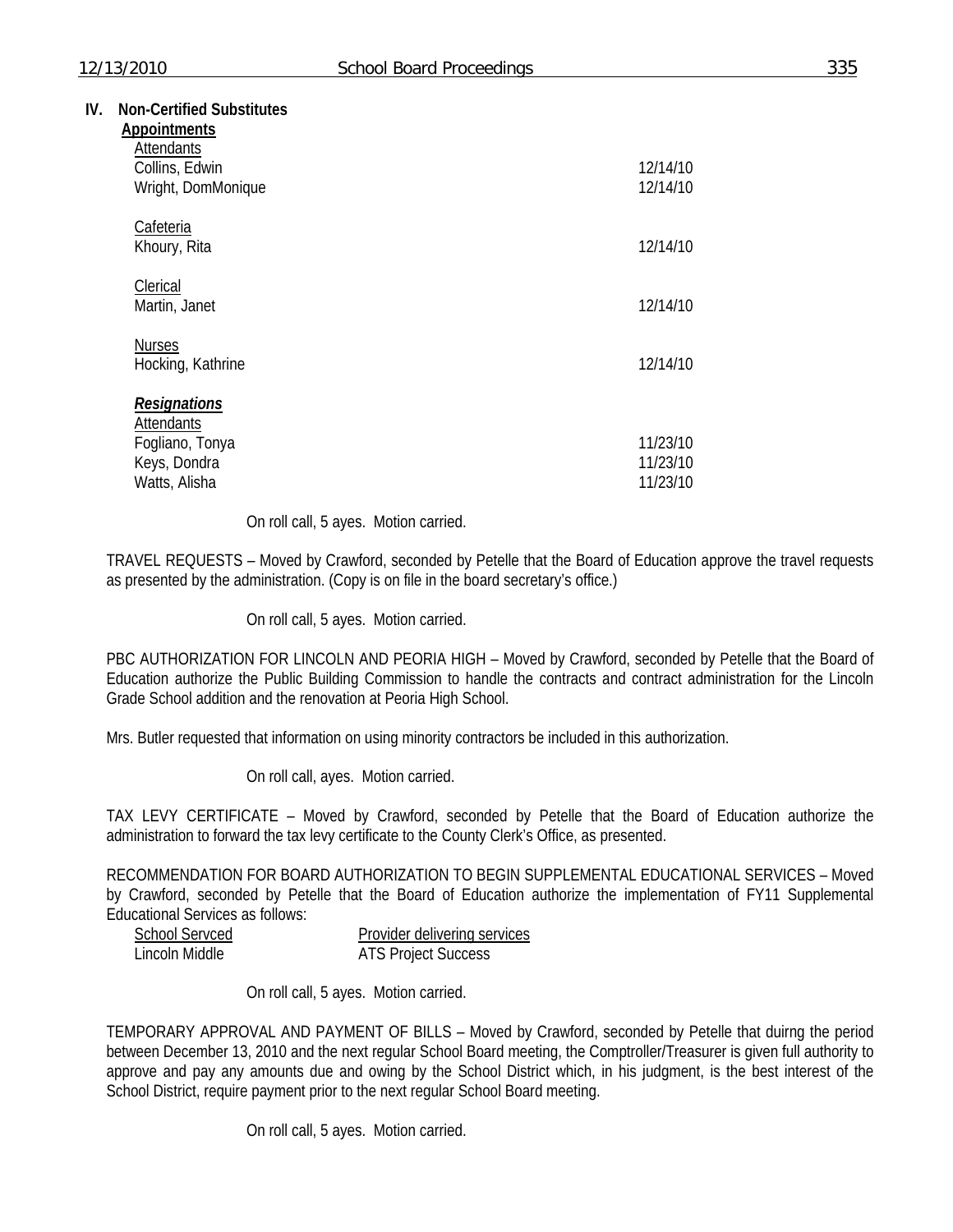**IV. Non-Certified Substitutes**

**Appointments**

| Attendants | |
|---|---|
| Collins, Edwin | 12/14/10 |
| Wright, DomMonique | 12/14/10 |
| **Cafeteria** | |
| Khoury, Rita | 12/14/10 |
| **Clerical** | |
| Martin, Janet | 12/14/10 |
| **Nurses** | |
| Hocking, Kathrine | 12/14/10 |

***Resignations***

| Attendants | |
|---|---|
| Fogliano, Tonya | 11/23/10 |
| Keys, Dondra | 11/23/10 |
| Watts, Alisha | 11/23/10 |

On roll call, 5 ayes. Motion carried.

TRAVEL REQUESTS – Moved by Crawford, seconded by Petelle that the Board of Education approve the travel requests as presented by the administration. (Copy is on file in the board secretary's office.)

On roll call, 5 ayes. Motion carried.

PBC AUTHORIZATION FOR LINCOLN AND PEORIA HIGH – Moved by Crawford, seconded by Petelle that the Board of Education authorize the Public Building Commission to handle the contracts and contract administration for the Lincoln Grade School addition and the renovation at Peoria High School.

Mrs. Butler requested that information on using minority contractors be included in this authorization.

On roll call, ayes. Motion carried.

TAX LEVY CERTIFICATE – Moved by Crawford, seconded by Petelle that the Board of Education authorize the administration to forward the tax levy certificate to the County Clerk's Office, as presented.

RECOMMENDATION FOR BOARD AUTHORIZATION TO BEGIN SUPPLEMENTAL EDUCATIONAL SERVICES – Moved by Crawford, seconded by Petelle that the Board of Education authorize the implementation of FY11 Supplemental Educational Services as follows:

| School Servced | Provider delivering services |
|---|---|
| Lincoln Middle | ATS Project Success |

On roll call, 5 ayes. Motion carried.

TEMPORARY APPROVAL AND PAYMENT OF BILLS – Moved by Crawford, seconded by Petelle that duirng the period between December 13, 2010 and the next regular School Board meeting, the Comptroller/Treasurer is given full authority to approve and pay any amounts due and owing by the School District which, in his judgment, is the best interest of the School District, require payment prior to the next regular School Board meeting.

On roll call, 5 ayes. Motion carried.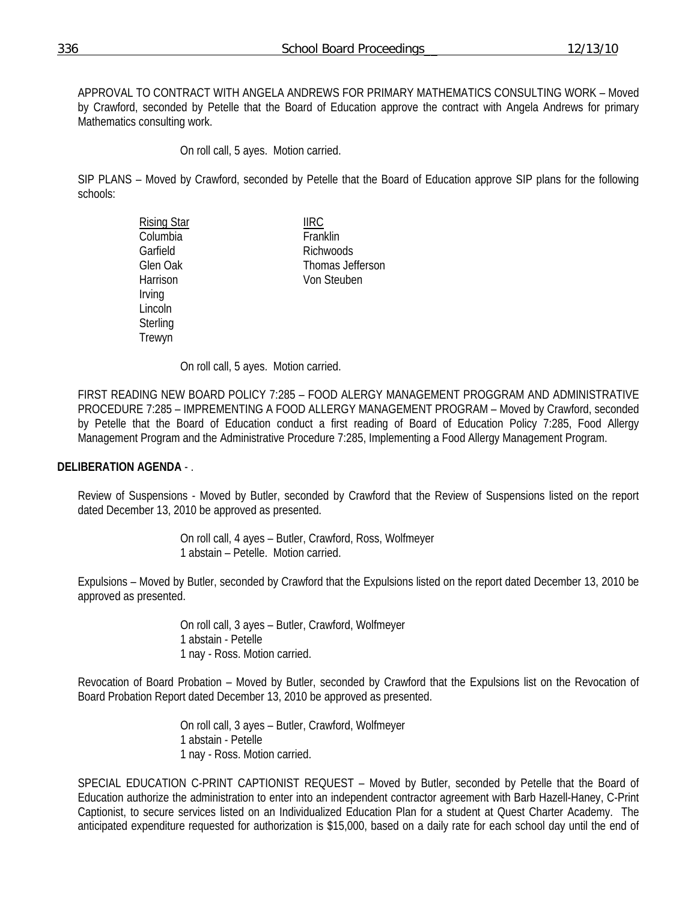APPROVAL TO CONTRACT WITH ANGELA ANDREWS FOR PRIMARY MATHEMATICS CONSULTING WORK – Moved by Crawford, seconded by Petelle that the Board of Education approve the contract with Angela Andrews for primary Mathematics consulting work.

On roll call, 5 ayes. Motion carried.

SIP PLANS – Moved by Crawford, seconded by Petelle that the Board of Education approve SIP plans for the following schools:

| Rising Star | IIRC |
|---|---|
| Columbia | Franklin |
| Garfield | Richwoods |
| Glen Oak | Thomas Jefferson |
| Harrison | Von Steuben |
| Irving | |
| Lincoln | |
| Sterling | |
| Trewyn | |

On roll call, 5 ayes. Motion carried.

FIRST READING NEW BOARD POLICY 7:285 – FOOD ALERGY MANAGEMENT PROGGRAM AND ADMINISTRATIVE PROCEDURE 7:285 – IMPREMENTING A FOOD ALLERGY MANAGEMENT PROGRAM – Moved by Crawford, seconded by Petelle that the Board of Education conduct a first reading of Board of Education Policy 7:285, Food Allergy Management Program and the Administrative Procedure 7:285, Implementing a Food Allergy Management Program.

**DELIBERATION AGENDA** - .

Review of Suspensions - Moved by Butler, seconded by Crawford that the Review of Suspensions listed on the report dated December 13, 2010 be approved as presented.

On roll call, 4 ayes – Butler, Crawford, Ross, Wolfmeyer
1 abstain – Petelle. Motion carried.

Expulsions – Moved by Butler, seconded by Crawford that the Expulsions listed on the report dated December 13, 2010 be approved as presented.

On roll call, 3 ayes – Butler, Crawford, Wolfmeyer
1 abstain - Petelle
1 nay - Ross. Motion carried.

Revocation of Board Probation – Moved by Butler, seconded by Crawford that the Expulsions list on the Revocation of Board Probation Report dated December 13, 2010 be approved as presented.

On roll call, 3 ayes – Butler, Crawford, Wolfmeyer
1 abstain - Petelle
1 nay - Ross. Motion carried.

SPECIAL EDUCATION C-PRINT CAPTIONIST REQUEST – Moved by Butler, seconded by Petelle that the Board of Education authorize the administration to enter into an independent contractor agreement with Barb Hazell-Haney, C-Print Captionist, to secure services listed on an Individualized Education Plan for a student at Quest Charter Academy. The anticipated expenditure requested for authorization is $15,000, based on a daily rate for each school day until the end of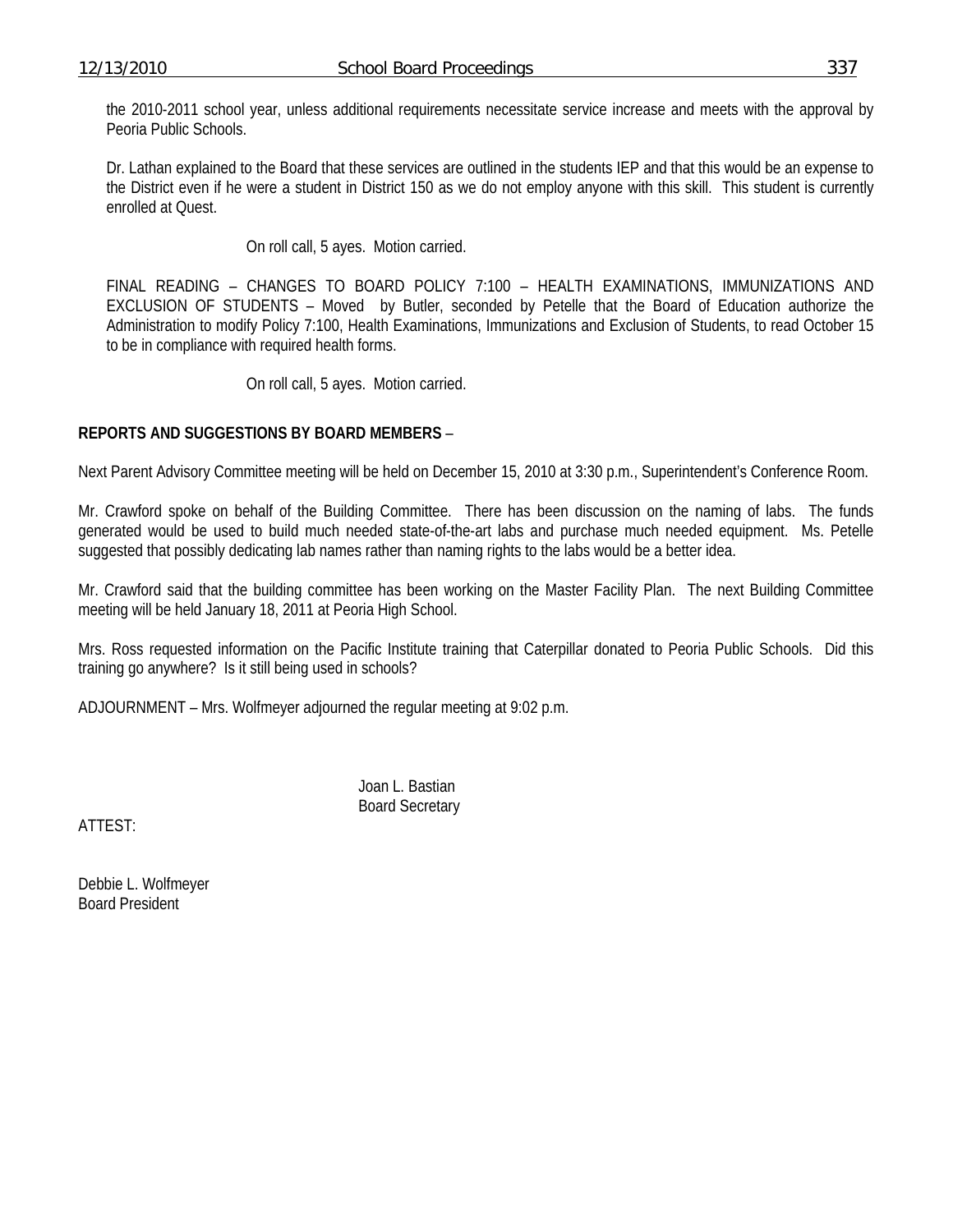the 2010-2011 school year, unless additional requirements necessitate service increase and meets with the approval by Peoria Public Schools.

Dr. Lathan explained to the Board that these services are outlined in the students IEP and that this would be an expense to the District even if he were a student in District 150 as we do not employ anyone with this skill. This student is currently enrolled at Quest.

On roll call, 5 ayes. Motion carried.

FINAL READING – CHANGES TO BOARD POLICY 7:100 – HEALTH EXAMINATIONS, IMMUNIZATIONS AND EXCLUSION OF STUDENTS – Moved by Butler, seconded by Petelle that the Board of Education authorize the Administration to modify Policy 7:100, Health Examinations, Immunizations and Exclusion of Students, to read October 15 to be in compliance with required health forms.

On roll call, 5 ayes. Motion carried.

**REPORTS AND SUGGESTIONS BY BOARD MEMBERS** –

Next Parent Advisory Committee meeting will be held on December 15, 2010 at 3:30 p.m., Superintendent's Conference Room.

Mr. Crawford spoke on behalf of the Building Committee. There has been discussion on the naming of labs. The funds generated would be used to build much needed state-of-the-art labs and purchase much needed equipment. Ms. Petelle suggested that possibly dedicating lab names rather than naming rights to the labs would be a better idea.

Mr. Crawford said that the building committee has been working on the Master Facility Plan. The next Building Committee meeting will be held January 18, 2011 at Peoria High School.

Mrs. Ross requested information on the Pacific Institute training that Caterpillar donated to Peoria Public Schools. Did this training go anywhere? Is it still being used in schools?

ADJOURNMENT – Mrs. Wolfmeyer adjourned the regular meeting at 9:02 p.m.

Joan L. Bastian
Board Secretary

ATTEST:

Debbie L. Wolfmeyer
Board President